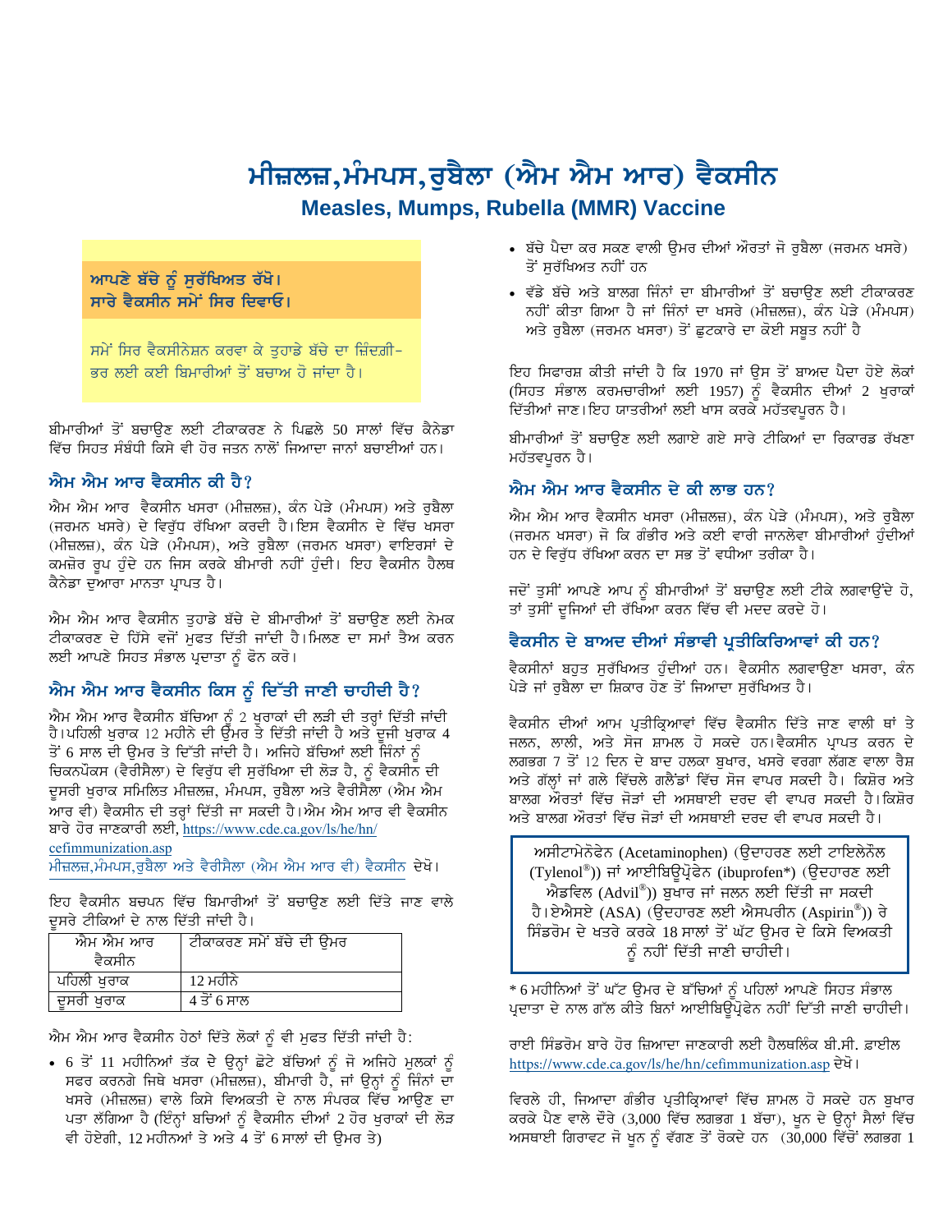# ਮੀਜ਼ਲਜ਼,ਮੰਮਪਸ,ਰੁਬੈਲਾ (ਐਮ ਐਮ ਆਰ) ਵੈਕਸੀਨ

## Measles, Mumps, Rubella (MMR) Vaccine

**ਆਪਣੇ ਬੱਚੇ ਨੂੰ ਸੁਰੱਖਿਅਤ ਰੱਖੋ।**
**ਸਾਰੇ ਵੈਕਸੀਨ ਸਮੇਂ ਸਿਰ ਦਿਵਾਓ।**

ਸਮੇਂ ਸਿਰ ਵੈਕਸੀਨੇਸ਼ਨ ਕਰਵਾ ਕੇ ਤੁਹਾਡੇ ਬੱਚੇ ਦਾ ਜ਼ਿੰਦਗੀ-ਭਰ ਲਈ ਕਈ ਬਿਮਾਰੀਆਂ ਤੋਂ ਬਚਾਅ ਹੋ ਜਾਂਦਾ ਹੈ।

ਬੀਮਾਰੀਆਂ ਤੋਂ ਬਚਾਉਣ ਲਈ ਟੀਕਾਕਰਣ ਨੇ ਪਿਛਲੇ 50 ਸਾਲਾਂ ਵਿੱਚ ਕੈਨੇਡਾ ਵਿੱਚ ਸਿਹਤ ਸੰਬੰਧੀ ਕਿਸੇ ਵੀ ਹੋਰ ਜਤਨ ਨਾਲੋਂ ਜ਼ਿਆਦਾ ਜਾਨਾਂ ਬਚਾਈਆਂ ਹਨ।

### ਐਮ ਐਮ ਆਰ ਵੈਕਸੀਨ ਕੀ ਹੈ?

ਐਮ ਐਮ ਆਰ ਵੈਕਸੀਨ ਖਸਰਾ (ਮੀਜ਼ਲਜ਼), ਕੰਨ ਪੇੜੇ (ਮੰਮਪਸ) ਅਤੇ ਰੁਬੈਲਾ (ਜਰਮਨ ਖਸਰੇ) ਦੇ ਵਿਰੁੱਧ ਰੱਖਿਆ ਕਰਦੀ ਹੈ।ਇਸ ਵੈਕਸੀਨ ਦੇ ਵਿੱਚ ਖਸਰਾ (ਮੀਜ਼ਲਜ਼), ਕੰਨ ਪੇੜੇ (ਮੰਮਪਸ), ਅਤੇ ਰੁਬੈਲਾ (ਜਰਮਨ ਖਸਰਾ) ਵਾਇਰਸਾਂ ਦੇ ਕਮਜ਼ੋਰ ਰੂਪ ਹੁੰਦੇ ਹਨ ਜਿਸ ਕਰਕੇ ਬੀਮਾਰੀ ਨਹੀਂ ਹੁੰਦੀ। ਇਹ ਵੈਕਸੀਨ ਹੈਲਥ ਕੈਨੇਡਾ ਦੁਆਰਾ ਮਾਨਤਾ ਪ੍ਰਾਪਤ ਹੈ।

ਐਮ ਐਮ ਆਰ ਵੈਕਸੀਨ ਤੁਹਾਡੇ ਬੱਚੇ ਦੇ ਬੀਮਾਰੀਆਂ ਤੋਂ ਬਚਾਉਣ ਲਈ ਨੇਮਕ ਟੀਕਾਕਰਣ ਦੇ ਹਿੱਸੇ ਵਜੋਂ ਮੁਫਤ ਦਿੱਤੀ ਜਾਂਦੀ ਹੈ।ਮਿਲਣ ਦਾ ਸਮਾਂ ਤੈਅ ਕਰਨ ਲਈ ਆਪਣੇ ਸਿਹਤ ਸੰਭਾਲ ਪ੍ਰਦਾਤਾ ਨੂੰ ਫੋਨ ਕਰੋ।

### ਐਮ ਐਮ ਆਰ ਵੈਕਸੀਨ ਕਿਸ ਨੂੰ ਦਿੱਤੀ ਜਾਣੀ ਚਾਹੀਦੀ ਹੈ?

ਐਮ ਐਮ ਆਰ ਵੈਕਸੀਨ ਬੱਚਿਆ ਨੂੰ 2 ਖੁਰਾਕਾਂ ਦੀ ਲੜੀ ਦੀ ਤਰ੍ਹਾਂ ਦਿੱਤੀ ਜਾਂਦੀ ਹੈ।ਪਹਿਲੀ ਖੁਰਾਕ 12 ਮਹੀਨੇ ਦੀ ਉਮਰ ਤੇ ਦਿੱਤੀ ਜਾਂਦੀ ਹੈ ਅਤੇ ਦੂਜੀ ਖੁਰਾਕ 4 ਤੋਂ 6 ਸਾਲ ਦੀ ਉਮਰ ਤੇ ਦਿੱਤੀ ਜਾਂਦੀ ਹੈ। ਅਜਿਹੇ ਬੱਚਿਆਂ ਲਈ ਜਿੰਨਾਂ ਨੂੰ ਚਿਕਨਪੌਕਸ (ਵੈਰੀਸੈਲਾ) ਦੇ ਵਿਰੁੱਧ ਵੀ ਸੁਰੱਖਿਆ ਦੀ ਲੋੜ ਹੈ, ਨੂੰ ਵੈਕਸੀਨ ਦੀ ਦੂਸਰੀ ਖੁਰਾਕ ਸਮਿਲਿਤ ਮੀਜ਼ਲਜ਼, ਮੰਮਪਸ, ਰੁਬੈਲਾ ਅਤੇ ਵੈਰੀਸੈਲਾ (ਐਮ ਐਮ ਆਰ ਵੀ) ਵੈਕਸੀਨ ਦੀ ਤਰ੍ਹਾਂ ਦਿੱਤੀ ਜਾ ਸਕਦੀ ਹੈ।ਐਮ ਐਮ ਆਰ ਵੀ ਵੈਕਸੀਨ ਬਾਰੇ ਹੋਰ ਜਾਣਕਾਰੀ ਲਈ, https://www.cde.ca.gov/ls/he/hn/cefimmunization.asp ਮੀਜ਼ਲਜ਼,ਮੰਮਪਸ,ਰੁਬੈਲਾ ਅਤੇ ਵੈਰੀਸੈਲਾ (ਐਮ ਐਮ ਆਰ ਵੀ) ਵੈਕਸੀਨ ਦੇਖੋ।

ਇਹ ਵੈਕਸੀਨ ਬਚਪਨ ਵਿੱਚ ਬਿਮਾਰੀਆਂ ਤੋਂ ਬਚਾਉਣ ਲਈ ਦਿੱਤੇ ਜਾਣ ਵਾਲੇ ਦੂਸਰੇ ਟੀਕਿਆਂ ਦੇ ਨਾਲ ਦਿੱਤੀ ਜਾਂਦੀ ਹੈ।

| ਐਮ ਐਮ ਆਰ ਵੈਕਸੀਨ | ਟੀਕਾਕਰਣ ਸਮੇਂ ਬੱਚੇ ਦੀ ਉਮਰ |
|---|---|
| ਪਹਿਲੀ ਖੁਰਾਕ | 12 ਮਹੀਨੇ |
| ਦੂਸਰੀ ਖੁਰਾਕ | 4 ਤੋਂ 6 ਸਾਲ |

ਐਮ ਐਮ ਆਰ ਵੈਕਸੀਨ ਹੇਠਾਂ ਦਿੱਤੇ ਲੋਕਾਂ ਨੂੰ ਵੀ ਮੁਫਤ ਦਿੱਤੀ ਜਾਂਦੀ ਹੈ:

- 6 ਤੋਂ 11 ਮਹੀਨਿਆਂ ਤੱਕ ਦੇ ਉਨ੍ਹਾਂ ਛੋਟੇ ਬੱਚਿਆਂ ਨੂੰ ਜੋ ਅਜਿਹੇ ਮੁਲਕਾਂ ਨੂੰ ਸਫਰ ਕਰਨਗੇ ਜਿਥੇ ਖਸਰਾ (ਮੀਜ਼ਲਜ਼), ਬੀਮਾਰੀ ਹੈ, ਜਾਂ ਉਨ੍ਹਾਂ ਨੂੰ ਜਿੰਨਾਂ ਦਾ ਖਸਰੇ (ਮੀਜ਼ਲਜ਼) ਵਾਲੇ ਕਿਸੇ ਵਿਅਕਤੀ ਦੇ ਨਾਲ ਸੰਪਰਕ ਵਿੱਚ ਆਉਣ ਦਾ ਪਤਾ ਲੱਗਿਆ ਹੈ (ਇੰਨ੍ਹਾਂ ਬਚਿਆਂ ਨੂੰ ਵੈਕਸੀਨ ਦੀਆਂ 2 ਹੋਰ ਖੁਰਾਕਾਂ ਦੀ ਲੋੜ ਵੀ ਹੋਏਗੀ, 12 ਮਹੀਨਆਂ ਤੇ ਅਤੇ 4 ਤੋਂ 6 ਸਾਲਾਂ ਦੀ ਉਮਰ ਤੇ)
- ਬੱਚੇ ਪੈਦਾ ਕਰ ਸਕਣ ਵਾਲੀ ਉਮਰ ਦੀਆਂ ਔਰਤਾਂ ਜੋ ਰੁਬੈਲਾ (ਜਰਮਨ ਖਸਰੇ) ਤੋਂ ਸੁਰੱਖਿਅਤ ਨਹੀਂ ਹਨ
- ਵੱਡੇ ਬੱਚੇ ਅਤੇ ਬਾਲਗ ਜਿੰਨਾਂ ਦਾ ਬੀਮਾਰੀਆਂ ਤੋਂ ਬਚਾਉਣ ਲਈ ਟੀਕਾਕਰਣ ਨਹੀਂ ਕੀਤਾ ਗਿਆ ਹੈ ਜਾਂ ਜਿੰਨਾਂ ਦਾ ਖਸਰੇ (ਮੀਜ਼ਲਜ਼), ਕੰਨ ਪੇੜੇ (ਮੰਮਪਸ) ਅਤੇ ਰੁਬੈਲਾ (ਜਰਮਨ ਖਸਰਾ) ਤੋਂ ਛੁਟਕਾਰੇ ਦਾ ਕੋਈ ਸਬੂਤ ਨਹੀਂ ਹੈ

ਇਹ ਸਿਫਾਰਸ਼ ਕੀਤੀ ਜਾਂਦੀ ਹੈ ਕਿ 1970 ਜਾਂ ਉਸ ਤੋਂ ਬਾਅਦ ਪੈਦਾ ਹੋਏ ਲੋਕਾਂ (ਸਿਹਤ ਸੰਭਾਲ ਕਰਮਚਾਰੀਆਂ ਲਈ 1957) ਨੂੰ ਵੈਕਸੀਨ ਦੀਆਂ 2 ਖੁਰਾਕਾਂ ਦਿੱਤੀਆਂ ਜਾਣ।ਇਹ ਯਾਤਰੀਆਂ ਲਈ ਖਾਸ ਕਰਕੇ ਮਹੱਤਵਪੂਰਨ ਹੈ।

ਬੀਮਾਰੀਆਂ ਤੋਂ ਬਚਾਉਣ ਲਈ ਲਗਾਏ ਗਏ ਸਾਰੇ ਟੀਕਿਆਂ ਦਾ ਰਿਕਾਰਡ ਰੱਖਣਾ ਮਹੱਤਵਪੂਰਨ ਹੈ।

### ਐਮ ਐਮ ਆਰ ਵੈਕਸੀਨ ਦੇ ਕੀ ਲਾਭ ਹਨ?

ਐਮ ਐਮ ਆਰ ਵੈਕਸੀਨ ਖਸਰਾ (ਮੀਜ਼ਲਜ਼), ਕੰਨ ਪੇੜੇ (ਮੰਮਪਸ), ਅਤੇ ਰੁਬੈਲਾ (ਜਰਮਨ ਖਸਰਾ) ਜੋ ਕਿ ਗੰਭੀਰ ਅਤੇ ਕਈ ਵਾਰੀ ਜਾਨਲੇਵਾ ਬੀਮਾਰੀਆਂ ਹੁੰਦੀਆਂ ਹਨ ਦੇ ਵਿਰੁੱਧ ਰੱਖਿਆ ਕਰਨ ਦਾ ਸਭ ਤੋਂ ਵਧੀਆ ਤਰੀਕਾ ਹੈ।

ਜਦੋਂ ਤੁਸੀਂ ਆਪਣੇ ਆਪ ਨੂੰ ਬੀਮਾਰੀਆਂ ਤੋਂ ਬਚਾਉਣ ਲਈ ਟੀਕੇ ਲਗਵਾਉਂਦੇ ਹੋ, ਤਾਂ ਤੁਸੀਂ ਦੂਜਿਆਂ ਦੀ ਰੱਖਿਆ ਕਰਨ ਵਿੱਚ ਵੀ ਮਦਦ ਕਰਦੇ ਹੋ।

### ਵੈਕਸੀਨ ਦੇ ਬਾਅਦ ਦੀਆਂ ਸੰਭਾਵੀ ਪ੍ਰਤੀਕਿਰਿਆਵਾਂ ਕੀ ਹਨ?

ਵੈਕਸੀਨਾਂ ਬਹੁਤ ਸੁਰੱਖਿਅਤ ਹੁੰਦੀਆਂ ਹਨ। ਵੈਕਸੀਨ ਲਗਵਾਉਣਾ ਖਸਰਾ, ਕੰਨ ਪੇੜੇ ਜਾਂ ਰੁਬੈਲਾ ਦਾ ਸ਼ਿਕਾਰ ਹੋਣ ਤੋਂ ਜਿਆਦਾ ਸੁਰੱਖਿਅਤ ਹੈ।

ਵੈਕਸੀਨ ਦੀਆਂ ਆਮ ਪ੍ਰਤੀਕ੍ਰਿਆਵਾਂ ਵਿੱਚ ਵੈਕਸੀਨ ਦਿੱਤੇ ਜਾਣ ਵਾਲੀ ਥਾਂ ਤੇ ਜਲਨ, ਲਾਲੀ, ਅਤੇ ਸੋਜ ਸ਼ਾਮਲ ਹੋ ਸਕਦੇ ਹਨ।ਵੈਕਸੀਨ ਪ੍ਰਾਪਤ ਕਰਨ ਦੇ ਲਗਭਗ 7 ਤੋਂ 12 ਦਿਨ ਦੇ ਬਾਦ ਹਲਕਾ ਬੁਖਾਰ, ਖਸਰੇ ਵਰਗਾ ਲੱਗਣ ਵਾਲਾ ਰੈਸ਼ ਅਤੇ ਗੱਲ੍ਹਾਂ ਜਾਂ ਗਲੇ ਵਿੱਚਲੇ ਗਲੈਂਡਾਂ ਵਿੱਚ ਸੋਜ ਵਾਪਰ ਸਕਦੀ ਹੈ। ਕਿਸ਼ੋਰ ਅਤੇ ਬਾਲਗ ਔਰਤਾਂ ਵਿੱਚ ਜੋੜਾਂ ਦੀ ਅਸਥਾਈ ਦਰਦ ਵੀ ਵਾਪਰ ਸਕਦੀ ਹੈ।ਕਿਸ਼ੋਰ ਅਤੇ ਬਾਲਗ ਔਰਤਾਂ ਵਿੱਚ ਜੋੜਾਂ ਦੀ ਅਸਥਾਈ ਦਰਦ ਵੀ ਵਾਪਰ ਸਕਦੀ ਹੈ।

ਅਸੀਟਾਮੀਨੋਫੇਨ (Acetaminophen) (ਉਦਾਹਰਣ ਲਈ ਟਾਇਲੇਨੌਲ (Tylenol®)) ਜਾਂ ਆਈਬਿਊਪ੍ਰੋਫੇਨ (ibuprofen*) (ਉਦਾਹਾਰਣ ਲਈ ਐਡਵਿਲ (Advil®)) ਬੁਖਾਰ ਜਾਂ ਜਲਨ ਲਈ ਦਿੱਤੀ ਜਾ ਸਕਦੀ ਹੈ।ਏਐਸਏ (ASA) (ਉਦਾਹਰਣ ਲਈ ਐਸਪਰੀਨ (Aspirin®)) ਰੇ ਸਿੰਡਰੋਮ ਦੇ ਖਤਰੇ ਕਰਕੇ 18 ਸਾਲਾਂ ਤੋਂ ਘੱਟ ਉਮਰ ਦੇ ਕਿਸੇ ਵਿਅਕਤੀ ਨੂੰ ਨਹੀਂ ਦਿੱਤੀ ਜਾਣੀ ਚਾਹੀਦੀ।

*6 ਮਹੀਨਿਆਂ ਤੋਂ ਘੱਟ ਉਮਰ ਦੇ ਬੱਚਿਆਂ ਨੂੰ ਪਹਿਲਾਂ ਆਪਣੇ ਸਿਹਤ ਸੰਭਾਲ ਪ੍ਰਦਾਤਾ ਦੇ ਨਾਲ ਗੱਲ ਕੀਤੇ ਬਿਨਾਂ ਆਈਬਿਊਪ੍ਰੋਫੇਨ ਨਹੀਂ ਦਿੱਤੀ ਜਾਣੀ ਚਾਹੀਦੀ।

ਰਾਈ ਸਿੰਡਰੋਮ ਬਾਰੇ ਹੋਰ ਜ਼ਿਆਦਾ ਜਾਣਕਾਰੀ ਲਈ ਹੈਲਥਲਿੰਕ ਬੀ.ਸੀ. ਫ਼ਾਈਲ https://www.cde.ca.gov/ls/he/hn/cefimmunization.asp ਦੇਖੋ।

ਵਿਰਲੇ ਹੀ, ਜਿਆਦਾ ਗੰਭੀਰ ਪ੍ਰਤੀਕ੍ਰਿਆਵਾਂ ਵਿੱਚ ਸ਼ਾਮਲ ਹੋ ਸਕਦੇ ਹਨ ਬੁਖਾਰ ਕਰਕੇ ਪੈਣ ਵਾਲੇ ਦੌਰੇ (3,000 ਵਿੱਚ ਲਗਭਗ 1 ਬੱਚਾ), ਖੂਨ ਦੇ ਉਨ੍ਹਾਂ ਸੈਲਾਂ ਵਿੱਚ ਅਸਥਾਈ ਗਿਰਾਵਟ ਜੋ ਖੂਨ ਨੂੰ ਵੱਗਣ ਤੋਂ ਰੋਕਦੇ ਹਨ (30,000 ਵਿੱਚੋਂ ਲਗਭਗ 1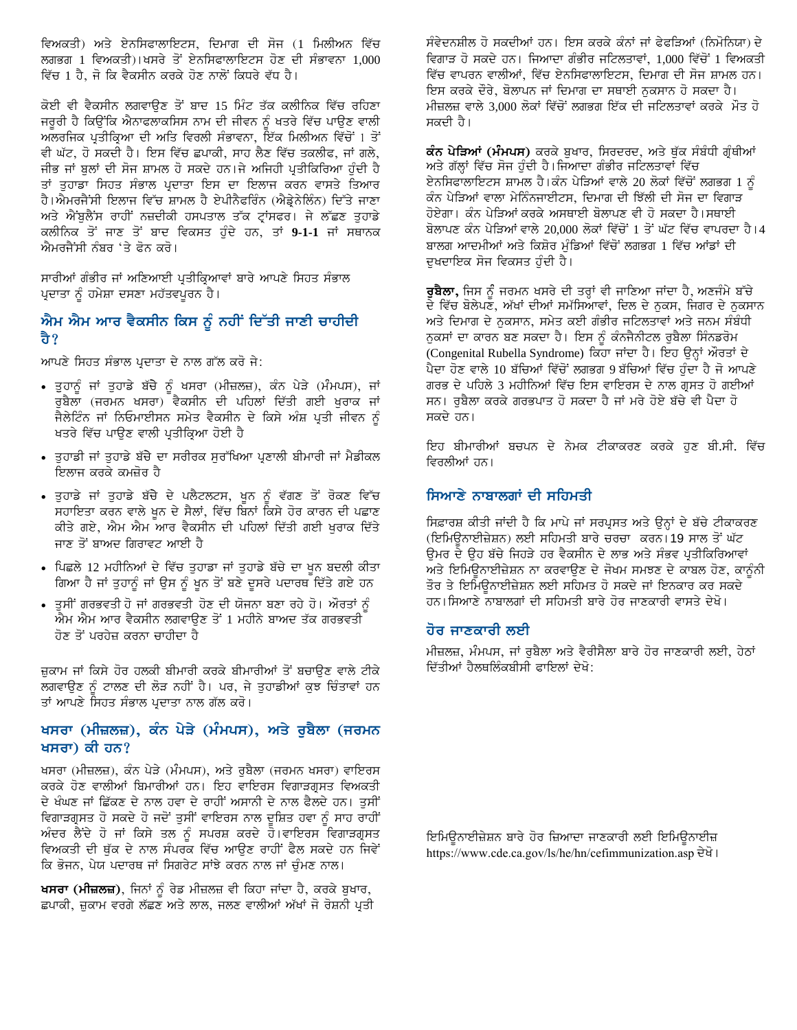ਵਿਅਕਤੀ) ਅਤੇ ਏਨਸਿਫਾਲਾਇਟਸ, ਦਿਮਾਗ ਦੀ ਸੋਜ (1 ਮਿਲੀਅਨ ਵਿੱਚ ਲਗਭਗ 1 ਵਿਅਕਤੀ)।ਖਸਰੇ ਤੋਂ ਏਨਸਿਫਾਲਾਇਟਸ ਹੋਣ ਦੀ ਸੰਭਾਵਨਾ 1,000 ਵਿੱਚ 1 ਹੈ, ਜੋ ਕਿ ਵੈਕਸੀਨ ਕਰਕੇ ਹੋਣ ਨਾਲੋਂ ਕਿਧਰੇ ਵੱਧ ਹੈ।

ਕੋਈ ਵੀ ਵੈਕਸੀਨ ਲਗਵਾਉਣ ਤੋਂ ਬਾਦ 15 ਮਿੰਟ ਤੱਕ ਕਲੀਨਿਕ ਵਿੱਚ ਰਹਿਣਾ ਜ਼ਰੂਰੀ ਹੈ ਕਿਉਂਕਿ ਐਨਾਫਲਾਕਸਿਸ ਨਾਮ ਦੀ ਜੀਵਨ ਨੂੰ ਖਤਰੇ ਵਿੱਚ ਪਾਉਣ ਵਾਲੀ ਅਲਰਜਿਕ ਪ੍ਰਤੀਕ੍ਰਿਆ ਦੀ ਅਤਿ ਵਿਰਲੀ ਸੰਭਾਵਨਾ, ਇੱਕ ਮਿਲੀਅਨ ਵਿੱਚੋਂ 1 ਤੋਂ ਵੀ ਘੱਟ, ਹੋ ਸਕਦੀ ਹੈ। ਇਸ ਵਿੱਚ ਛਪਾਕੀ, ਸਾਹ ਲੈਣ ਵਿੱਚ ਤਕਲੀਫ, ਜਾਂ ਗਲੇ, ਜੀਭ ਜਾਂ ਬੁਲਾਂ ਦੀ ਸੋਜ ਸ਼ਾਮਲ ਹੋ ਸਕਦੇ ਹਨ।ਜੇ ਅਜਿਹੀ ਪ੍ਰਤੀਕਿਰਿਆ ਹੁੰਦੀ ਹੈ ਤਾਂ ਤੁਹਾਡਾ ਸਿਹਤ ਸੰਭਾਲ ਪ੍ਰਦਾਤਾ ਇਸ ਦਾ ਇਲਾਜ ਕਰਨ ਵਾਸਤੇ ਤਿਆਰ ਹੈ।ਐਮਰਜੈਂਸੀ ਇਲਾਜ ਵਿੱਚ ਸ਼ਾਮਲ ਹੈ ਏਪੀਨੈਫਰਿੰਨ (ਐਡ੍ਰੇਨੇਲਿੰਨ) ਦਿੱਤੇ ਜਾਣਾ ਅਤੇ ਐਂਬੂਲੈਂਸ ਰਾਹੀਂ ਨਜ਼ਦੀਕੀ ਹਸਪਤਾਲ ਤੱਕ ਟ੍ਰਾਂਸਫਰ। ਜੇ ਲੱਛਣ ਤੁਹਾਡੇ ਕਲੀਨਿਕ ਤੋਂ ਜਾਣ ਤੋਂ ਬਾਦ ਵਿਕਸਤ ਹੁੰਦੇ ਹਨ, ਤਾਂ **9-1-1** ਜਾਂ ਸਥਾਨਕ ਐਮਰਜੈਂਸੀ ਨੰਬਰ 'ਤੇ ਫੋਨ ਕਰੋ।

ਸਾਰੀਆਂ ਗੰਭੀਰ ਜਾਂ ਅਣਿਆਈ ਪ੍ਰਤੀਕ੍ਰਿਆਵਾਂ ਬਾਰੇ ਆਪਣੇ ਸਿਹਤ ਸੰਭਾਲ ਪ੍ਰਦਾਤਾ ਨੂੰ ਹਮੇਸ਼ਾ ਦਸਣਾ ਮਹੱਤਵਪੂਰਨ ਹੈ।

## ਐਮ ਐਮ ਆਰ ਵੈਕਸੀਨ ਕਿਸ ਨੂੰ ਨਹੀਂ ਦਿੱਤੀ ਜਾਣੀ ਚਾਹੀਦੀ ਹੈ?

ਆਪਣੇ ਸਿਹਤ ਸੰਭਾਲ ਪ੍ਰਦਾਤਾ ਦੇ ਨਾਲ ਗੱਲ ਕਰੋ ਜੇ:

- ਤੁਹਾਨੂੰ ਜਾਂ ਤੁਹਾਡੇ ਬੱਚੇ ਨੂੰ ਖਸਰਾ (ਮੀਜ਼ਲਜ਼), ਕੰਨ ਪੇੜੇ (ਮੰਮਪਸ), ਜਾਂ ਰੁਬੈਲਾ (ਜਰਮਨ ਖਸਰਾ) ਵੈਕਸੀਨ ਦੀ ਪਹਿਲਾਂ ਦਿੱਤੀ ਗਈ ਖੁਰਾਕ ਜਾਂ ਜੈਲੇਟਿੰਨ ਜਾਂ ਨਿਓਮਾਈਸਨ ਸਮੇਤ ਵੈਕਸੀਨ ਦੇ ਕਿਸੇ ਅੰਸ਼ ਪ੍ਰਤੀ ਜੀਵਨ ਨੂੰ ਖਤਰੇ ਵਿੱਚ ਪਾਉਣ ਵਾਲੀ ਪ੍ਰਤੀਕ੍ਰਿਆ ਹੋਈ ਹੈ
- ਤੁਹਾਡੀ ਜਾਂ ਤੁਹਾਡੇ ਬੱਚੇ ਦਾ ਸਰੀਰਕ ਸੁਰੱਖਿਆ ਪ੍ਰਣਾਲੀ ਬੀਮਾਰੀ ਜਾਂ ਮੈਡੀਕਲ ਇਲਾਜ ਕਰਕੇ ਕਮਜ਼ੋਰ ਹੈ
- ਤੁਹਾਡੇ ਜਾਂ ਤੁਹਾਡੇ ਬੱਚੇ ਦੇ ਪਲੈਟਲਟਸ, ਖੂਨ ਨੂੰ ਵੱਗਣ ਤੋਂ ਰੋਕਣ ਵਿੱਚ ਸਹਾਇਤਾ ਕਰਨ ਵਾਲੇ ਖੂਨ ਦੇ ਸੈਲਾਂ, ਵਿੱਚ ਬਿਨਾਂ ਕਿਸੇ ਹੋਰ ਕਾਰਨ ਦੀ ਪਛਾਣ ਕੀਤੇ ਗਏ, ਐਮ ਐਮ ਆਰ ਵੈਕਸੀਨ ਦੀ ਪਹਿਲਾਂ ਦਿੱਤੀ ਗਈ ਖੁਰਾਕ ਦਿੱਤੇ ਜਾਣ ਤੋਂ ਬਾਅਦ ਗਿਰਾਵਟ ਆਈ ਹੈ
- ਪਿਛਲੇ 12 ਮਹੀਨਿਆਂ ਦੇ ਵਿੱਚ ਤੁਹਾਡਾ ਜਾਂ ਤੁਹਾਡੇ ਬੱਚੇ ਦਾ ਖੂਨ ਬਦਲੀ ਕੀਤਾ ਗਿਆ ਹੈ ਜਾਂ ਤੁਹਾਨੂੰ ਜਾਂ ਉਸ ਨੂੰ ਖੂਨ ਤੋਂ ਬਣੇ ਦੂਸਰੇ ਪਦਾਰਥ ਦਿੱਤੇ ਗਏ ਹਨ
- ਤੁਸੀਂ ਗਰਭਵਤੀ ਹੋ ਜਾਂ ਗਰਭਵਤੀ ਹੋਣ ਦੀ ਯੋਜਨਾ ਬਣਾ ਰਹੇ ਹੋ। ਔਰਤਾਂ ਨੂੰ ਐਮ ਐਮ ਆਰ ਵੈਕਸੀਨ ਲਗਵਾਉਣ ਤੋਂ 1 ਮਹੀਨੇ ਬਾਅਦ ਤੱਕ ਗਰਭਵਤੀ ਹੋਣ ਤੋਂ ਪਰਹੇਜ਼ ਕਰਨਾ ਚਾਹੀਦਾ ਹੈ

ਜ਼ੁਕਾਮ ਜਾਂ ਕਿਸੇ ਹੋਰ ਹਲਕੀ ਬੀਮਾਰੀ ਕਰਕੇ ਬੀਮਾਰੀਆਂ ਤੋਂ ਬਚਾਉਣ ਵਾਲੇ ਟੀਕੇ ਲਗਵਾਉਣ ਨੂੰ ਟਾਲਣ ਦੀ ਲੋੜ ਨਹੀਂ ਹੈ। ਪਰ, ਜੇ ਤੁਹਾਡੀਆਂ ਕੁਝ ਚਿੰਤਾਵਾਂ ਹਨ ਤਾਂ ਆਪਣੇ ਸਿਹਤ ਸੰਭਾਲ ਪ੍ਰਦਾਤਾ ਨਾਲ ਗੱਲ ਕਰੋ।

## ਖਸਰਾ (ਮੀਜ਼ਲਜ਼), ਕੰਨ ਪੇੜੇ (ਮੰਮਪਸ), ਅਤੇ ਰੁਬੈਲਾ (ਜਰਮਨ ਖਸਰਾ) ਕੀ ਹਨ?

ਖਸਰਾ (ਮੀਜ਼ਲਜ਼), ਕੰਨ ਪੇੜੇ (ਮੰਮਪਸ), ਅਤੇ ਰੁਬੈਲਾ (ਜਰਮਨ ਖਸਰਾ) ਵਾਇਰਸ ਕਰਕੇ ਹੋਣ ਵਾਲੀਆਂ ਬਿਮਾਰੀਆਂ ਹਨ। ਇਹ ਵਾਇਰਸ ਵਿਗਾੜਗ੍ਰਸਤ ਵਿਅਕਤੀ ਦੇ ਖੰਘਣ ਜਾਂ ਛਿੱਕਣ ਦੇ ਨਾਲ ਹਵਾ ਦੇ ਰਾਹੀਂ ਅਸਾਨੀ ਦੇ ਨਾਲ ਫੈਲਦੇ ਹਨ। ਤੁਸੀਂ ਵਿਗਾੜਗ੍ਰਸਤ ਹੋ ਸਕਦੇ ਹੋ ਜਦੋਂ ਤੁਸੀਂ ਵਾਇਰਸ ਨਾਲ ਦੂਸ਼ਿਤ ਹਵਾ ਨੂੰ ਸਾਹ ਰਾਹੀਂ ਅੰਦਰ ਲੈਂਦੇ ਹੋ ਜਾਂ ਕਿਸੇ ਤਲ ਨੂੰ ਸਪਰਸ਼ ਕਰਦੇ ਹੋ।ਵਾਇਰਸ ਵਿਗਾੜਗ੍ਰਸਤ ਵਿਅਕਤੀ ਦੀ ਥੁੱਕ ਦੇ ਨਾਲ ਸੰਪਰਕ ਵਿੱਚ ਆਉਣ ਰਾਹੀਂ ਫੈਲ ਸਕਦੇ ਹਨ ਜਿਵੇਂ ਕਿ ਭੋਜਨ, ਪੇਯ ਪਦਾਰਥ ਜਾਂ ਸਿਗਰਟ ਸਾਂਝੇ ਕਰਨ ਨਾਲ ਜਾਂ ਚੁੰਮਣ ਨਾਲ।

**ਖਸਰਾ (ਮੀਜ਼ਲਜ਼)**, ਜਿਨਾਂ ਨੂੰ ਰੇਡ ਮੀਜ਼ਲਜ਼ ਵੀ ਕਿਹਾ ਜਾਂਦਾ ਹੈ, ਕਰਕੇ ਬੁਖਾਰ, ਛਪਾਕੀ, ਜ਼ੁਕਾਮ ਵਰਗੇ ਲੱਛਣ ਅਤੇ ਲਾਲ, ਜਲਣ ਵਾਲੀਆਂ ਅੱਖਾਂ ਜੋ ਰੋਸ਼ਨੀ ਪ੍ਰਤੀ ਸੰਵੇਦਨਸ਼ੀਲ ਹੋ ਸਕਦੀਆਂ ਹਨ। ਇਸ ਕਰਕੇ ਕੰਨਾਂ ਜਾਂ ਫੇਫੜਿਆਂ (ਨਿਮੋਨਿਯਾ) ਦੇ ਵਿਗਾੜ ਹੋ ਸਕਦੇ ਹਨ। ਜ਼ਿਆਦਾ ਗੰਭੀਰ ਜਟਿਲਤਾਵਾਂ, 1,000 ਵਿੱਚੋਂ 1 ਵਿਅਕਤੀ ਵਿੱਚ ਵਾਪਰਨ ਵਾਲੀਆਂ, ਵਿੱਚ ਏਨਸਿਫਾਲਾਇਟਸ, ਦਿਮਾਗ ਦੀ ਸੋਜ ਸ਼ਾਮਲ ਹਨ। ਇਸ ਕਰਕੇ ਦੌਰੇ, ਬੋਲਾਪਨ ਜਾਂ ਦਿਮਾਗ ਦਾ ਸਥਾਈ ਨੁਕਸਾਨ ਹੋ ਸਕਦਾ ਹੈ। ਮੀਜ਼ਲਜ਼ ਵਾਲੇ 3,000 ਲੋਕਾਂ ਵਿੱਚੋਂ ਲਗਭਗ ਇੱਕ ਦੀ ਜਟਿਲਤਾਵਾਂ ਕਰਕੇ ਮੌਤ ਹੋ ਸਕਦੀ ਹੈ।

**ਕੰਨ ਪੇੜਿਆਂ (ਮੰਮਪਸ)** ਕਰਕੇ ਬੁਖਾਰ, ਸਿਰਦਰਦ, ਅਤੇ ਥੁੱਕ ਸੰਬੰਧੀ ਗ੍ਰੰਥੀਆਂ ਅਤੇ ਗੱਲ੍ਹਾਂ ਵਿੱਚ ਸੋਜ ਹੁੰਦੀ ਹੈ।ਜ਼ਿਆਦਾ ਗੰਭੀਰ ਜਟਿਲਤਾਵਾਂ ਵਿੱਚ ਏਨਸਿਫਾਲਾਇਟਸ ਸ਼ਾਮਲ ਹੈ।ਕੰਨ ਪੇੜਿਆਂ ਵਾਲੇ 20 ਲੋਕਾਂ ਵਿੱਚੋਂ ਲਗਭਗ 1 ਨੂੰ ਕੰਨ ਪੇੜਿਆਂ ਵਾਲਾ ਮੇਨਿੰਨਜਾਈਟਸ, ਦਿਮਾਗ ਦੀ ਝਿੱਲੀ ਦੀ ਸੋਜ ਦਾ ਵਿਗਾੜ ਹੋਏਗਾ। ਕੰਨ ਪੇੜਿਆਂ ਕਰਕੇ ਅਸਥਾਈ ਬੋਲਾਪਣ ਵੀ ਹੋ ਸਕਦਾ ਹੈ।ਸਥਾਈ ਬੋਲਾਪਣ ਕੰਨ ਪੇੜਿਆਂ ਵਾਲੇ 20,000 ਲੋਕਾਂ ਵਿੱਚੋਂ 1 ਤੋਂ ਘੱਟ ਵਿੱਚ ਵਾਪਰਦਾ ਹੈ।4 ਬਾਲਗ ਆਦਮੀਆਂ ਅਤੇ ਕਿਸ਼ੋਰ ਮੁੰਡਿਆਂ ਵਿੱਚੋਂ ਲਗਭਗ 1 ਵਿੱਚ ਅੰਡਾਂ ਦੀ ਦੁਖਦਾਇਕ ਸੋਜ ਵਿਕਸਤ ਹੁੰਦੀ ਹੈ।

**ਰੁਬੈਲਾ,** ਜਿਸ ਨੂੰ ਜਰਮਨ ਖਸਰੇ ਦੀ ਤਰ੍ਹਾਂ ਵੀ ਜਾਣਿਆ ਜਾਂਦਾ ਹੈ, ਅਣਜੰਮੇ ਬੱਚੇ ਦੇ ਵਿੱਚ ਬੋਲੇਪਣ, ਅੱਖਾਂ ਦੀਆਂ ਸਮੱਸਿਆਵਾਂ, ਦਿਲ ਦੇ ਨੁਕਸ, ਜਿਗਰ ਦੇ ਨੁਕਸਾਨ ਅਤੇ ਦਿਮਾਗ ਦੇ ਨੁਕਸਾਨ, ਸਮੇਤ ਕਈ ਗੰਭੀਰ ਜਟਿਲਤਾਵਾਂ ਅਤੇ ਜਨਮ ਸੰਬੰਧੀ ਨੁਕਸਾਂ ਦਾ ਕਾਰਣ ਬਣ ਸਕਦਾ ਹੈ। ਇਸ ਨੂੰ ਕੰਨਜੈਨੀਟਲ ਰੁਬੈਲਾ ਸਿੰਨਡਰੋਮ (Congenital Rubella Syndrome) ਕਿਹਾ ਜਾਂਦਾ ਹੈ। ਇਹ ਉਨ੍ਹਾਂ ਔਰਤਾਂ ਦੇ ਪੈਦਾ ਹੋਣ ਵਾਲੇ 10 ਬੱਚਿਆਂ ਵਿੱਚੋਂ ਲਗਭਗ 9 ਬੱਚਿਆਂ ਵਿੱਚ ਹੁੰਦਾ ਹੈ ਜੋ ਆਪਣੇ ਗਰਭ ਦੇ ਪਹਿਲੇ 3 ਮਹੀਨਿਆਂ ਵਿੱਚ ਇਸ ਵਾਇਰਸ ਦੇ ਨਾਲ ਗ੍ਰਸਤ ਹੋ ਗਈਆਂ ਸਨ। ਰੁਬੈਲਾ ਕਰਕੇ ਗਰਭਪਾਤ ਹੋ ਸਕਦਾ ਹੈ ਜਾਂ ਮਰੇ ਹੋਏ ਬੱਚੇ ਵੀ ਪੈਦਾ ਹੋ ਸਕਦੇ ਹਨ।

ਇਹ ਬੀਮਾਰੀਆਂ ਬਚਪਨ ਦੇ ਨੇਮਕ ਟੀਕਾਕਰਣ ਕਰਕੇ ਹੁਣ ਬੀ.ਸੀ. ਵਿੱਚ ਵਿਰਲੀਆਂ ਹਨ।

## ਸਿਆਣੇ ਨਾਬਾਲਗਾਂ ਦੀ ਸਹਿਮਤੀ

ਸਿਫ਼ਾਰਸ਼ ਕੀਤੀ ਜਾਂਦੀ ਹੈ ਕਿ ਮਾਪੇ ਜਾਂ ਸਰਪ੍ਰਸਤ ਅਤੇ ਉਨ੍ਹਾਂ ਦੇ ਬੱਚੇ ਟੀਕਾਕਰਣ (ਇਮਿਊਨਾਈਜ਼ੇਸ਼ਨ) ਲਈ ਸਹਿਮਤੀ ਬਾਰੇ ਚਰਚਾ ਕਰਨ।19 ਸਾਲ ਤੋਂ ਘੱਟ ਉਮਰ ਦੇ ਉਹ ਬੱਚੇ ਜਿਹੜੇ ਹਰ ਵੈਕਸੀਨ ਦੇ ਲਾਭ ਅਤੇ ਸੰਭਵ ਪ੍ਰਤੀਕਿਰਿਆਵਾਂ ਅਤੇ ਇਮਿਊਨਾਈਜ਼ੇਸ਼ਨ ਨਾ ਕਰਵਾਉਣ ਦੇ ਜੋਖਮ ਸਮਝਣ ਦੇ ਕਾਬਲ ਹੋਣ, ਕਾਨੂੰਨੀ ਤੌਰ ਤੇ ਇਮਿਊਨਾਈਜ਼ੇਸ਼ਨ ਲਈ ਸਹਿਮਤ ਹੋ ਸਕਦੇ ਜਾਂ ਇਨਕਾਰ ਕਰ ਸਕਦੇ ਹਨ।ਸਿਆਣੇ ਨਾਬਾਲਗਾਂ ਦੀ ਸਹਿਮਤੀ ਬਾਰੇ ਹੋਰ ਜਾਣਕਾਰੀ ਵਾਸਤੇ ਦੇਖੋ।

## ਹੋਰ ਜਾਣਕਾਰੀ ਲਈ

ਮੀਜ਼ਲਜ਼, ਮੰਮਪਸ, ਜਾਂ ਰੁਬੈਲਾ ਅਤੇ ਵੈਰੀਸੈਲਾ ਬਾਰੇ ਹੋਰ ਜਾਣਕਾਰੀ ਲਈ, ਹੇਠਾਂ ਦਿੱਤੀਆਂ ਹੈਲਥਲਿੰਕਬੀਸੀ ਫਾਇਲਾਂ ਦੇਖੋ:

ਇਮਿਊਨਾਈਜ਼ੇਸ਼ਨ ਬਾਰੇ ਹੋਰ ਜ਼ਿਆਦਾ ਜਾਣਕਾਰੀ ਲਈ ਇਮਿਊਨਾਈਜ਼ https://www.cde.ca.gov/ls/he/hn/cefimmunization.asp ਦੇਖੋ।